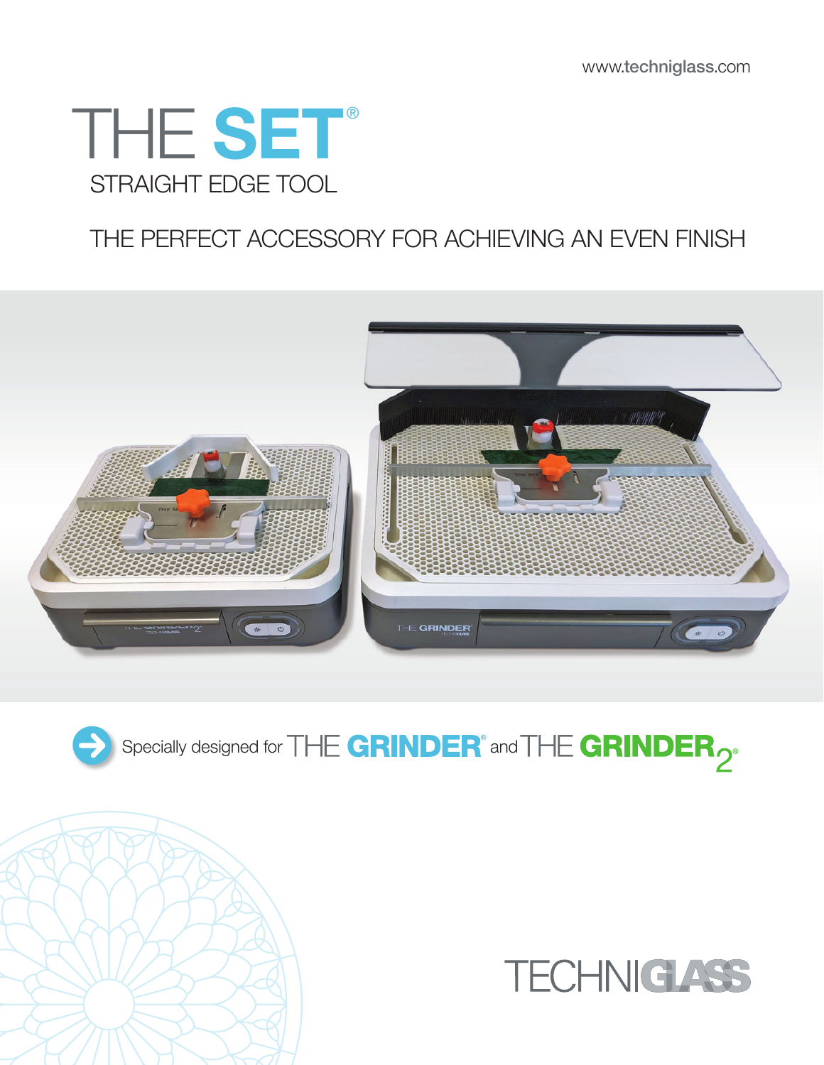www.techniglass.com

# THE SET®

## STRAIGHT EDGE TOOL

### THE PERFECT ACCESSORY FOR ACHIEVING AN EVEN FINISH

Specially designed for THE GRINDER® and THE GRINDER 2®

TECHNIGLASS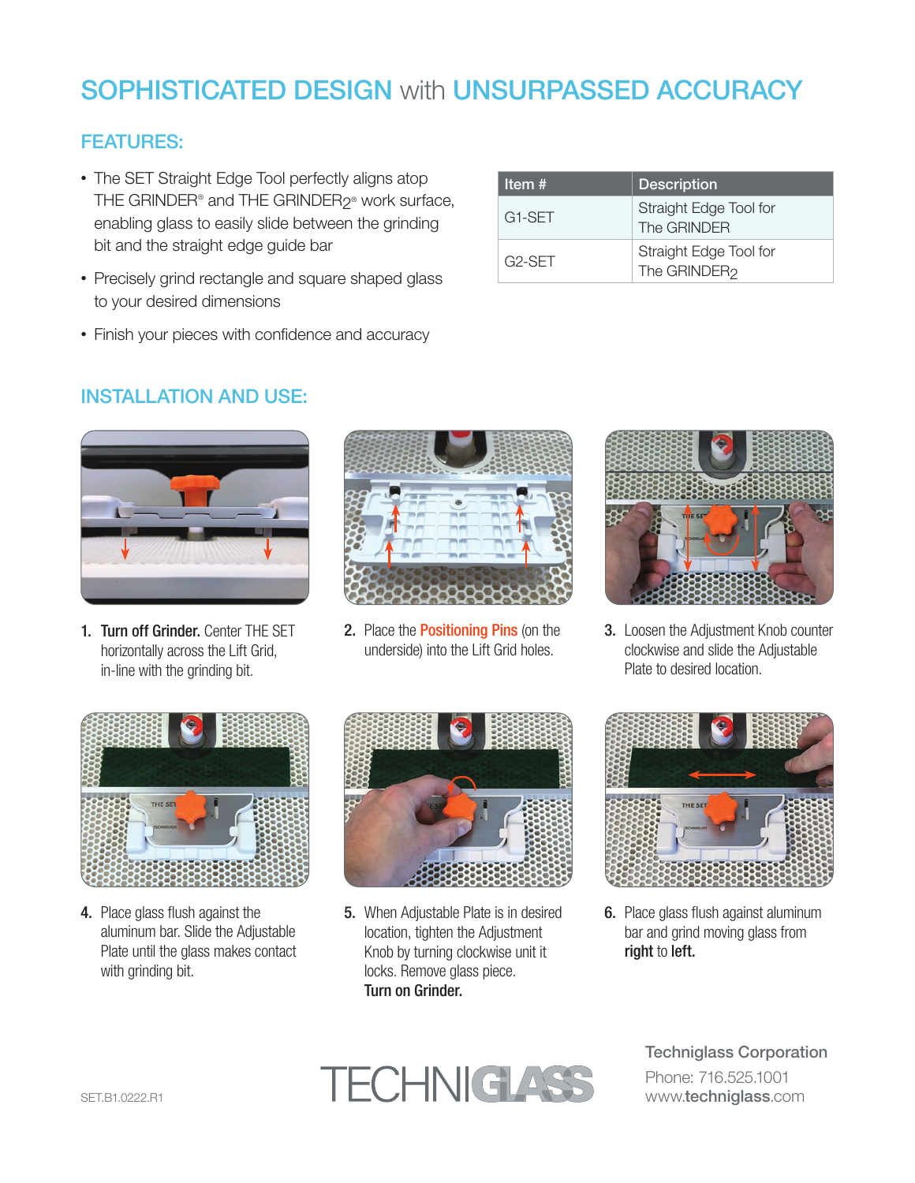# SOPHISTICATED DESIGN with UNSURPASSED ACCURACY

## FEATURES:

- The SET Straight Edge Tool perfectly aligns atop THE GRINDER® and THE GRINDER$_2$® work surface, enabling glass to easily slide between the grinding bit and the straight edge guide bar
- Precisely grind rectangle and square shaped glass to your desired dimensions
- Finish your pieces with confidence and accuracy

| Item # | Description |
|---|---|
| G1-SET | Straight Edge Tool for The GRINDER |
| G2-SET | Straight Edge Tool for The GRINDER$_2$ |

## INSTALLATION AND USE:

1. **Turn off Grinder.** Center THE SET horizontally across the Lift Grid, in-line with the grinding bit.

2. Place the **Positioning Pins** (on the underside) into the Lift Grid holes.

3. Loosen the Adjustment Knob counter clockwise and slide the Adjustable Plate to desired location.

4. Place glass flush against the aluminum bar. Slide the Adjustable Plate until the glass makes contact with grinding bit.

5. When Adjustable Plate is in desired location, tighten the Adjustment Knob by turning clockwise unit it locks. Remove glass piece. **Turn on Grinder.**

6. Place glass flush against aluminum bar and grind moving glass from **right** to **left.**

SET.B1.0222.R1

TECHNIGLASS

Techniglass Corporation
Phone: 716.525.1001
www.techniglass.com